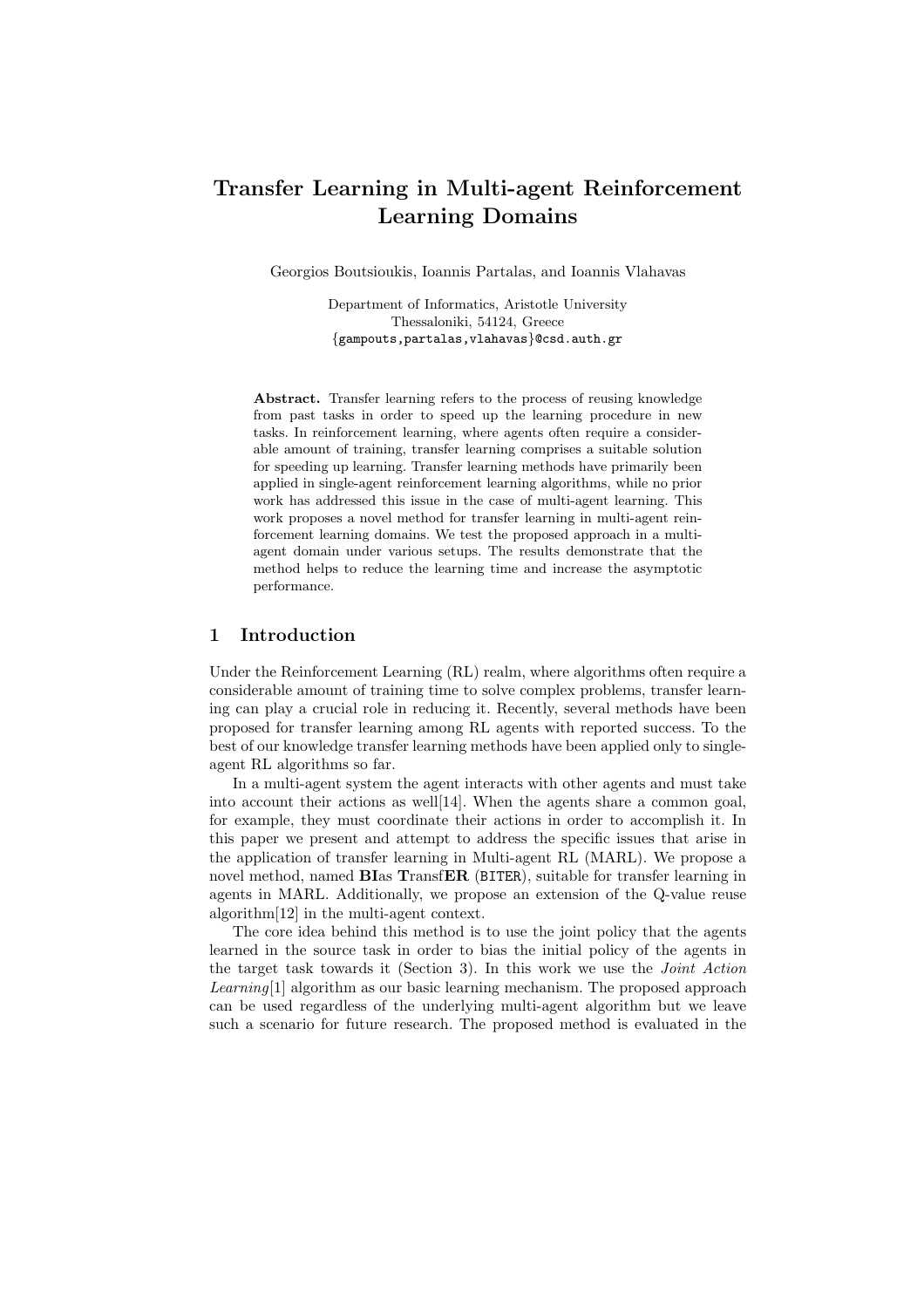# Transfer Learning in Multi-agent Reinforcement Learning Domains

Georgios Boutsioukis, Ioannis Partalas, and Ioannis Vlahavas

Department of Informatics, Aristotle University
Thessaloniki, 54124, Greece
{gampouts,partalas,vlahavas}@csd.auth.gr

**Abstract.** Transfer learning refers to the process of reusing knowledge from past tasks in order to speed up the learning procedure in new tasks. In reinforcement learning, where agents often require a considerable amount of training, transfer learning comprises a suitable solution for speeding up learning. Transfer learning methods have primarily been applied in single-agent reinforcement learning algorithms, while no prior work has addressed this issue in the case of multi-agent learning. This work proposes a novel method for transfer learning in multi-agent reinforcement learning domains. We test the proposed approach in a multi-agent domain under various setups. The results demonstrate that the method helps to reduce the learning time and increase the asymptotic performance.

## 1 Introduction

Under the Reinforcement Learning (RL) realm, where algorithms often require a considerable amount of training time to solve complex problems, transfer learning can play a crucial role in reducing it. Recently, several methods have been proposed for transfer learning among RL agents with reported success. To the best of our knowledge transfer learning methods have been applied only to single-agent RL algorithms so far.

In a multi-agent system the agent interacts with other agents and must take into account their actions as well[14]. When the agents share a common goal, for example, they must coordinate their actions in order to accomplish it. In this paper we present and attempt to address the specific issues that arise in the application of transfer learning in Multi-agent RL (MARL). We propose a novel method, named **BI**as **T**ransf**ER** (BITER), suitable for transfer learning in agents in MARL. Additionally, we propose an extension of the Q-value reuse algorithm[12] in the multi-agent context.

The core idea behind this method is to use the joint policy that the agents learned in the source task in order to bias the initial policy of the agents in the target task towards it (Section 3). In this work we use the *Joint Action Learning*[1] algorithm as our basic learning mechanism. The proposed approach can be used regardless of the underlying multi-agent algorithm but we leave such a scenario for future research. The proposed method is evaluated in the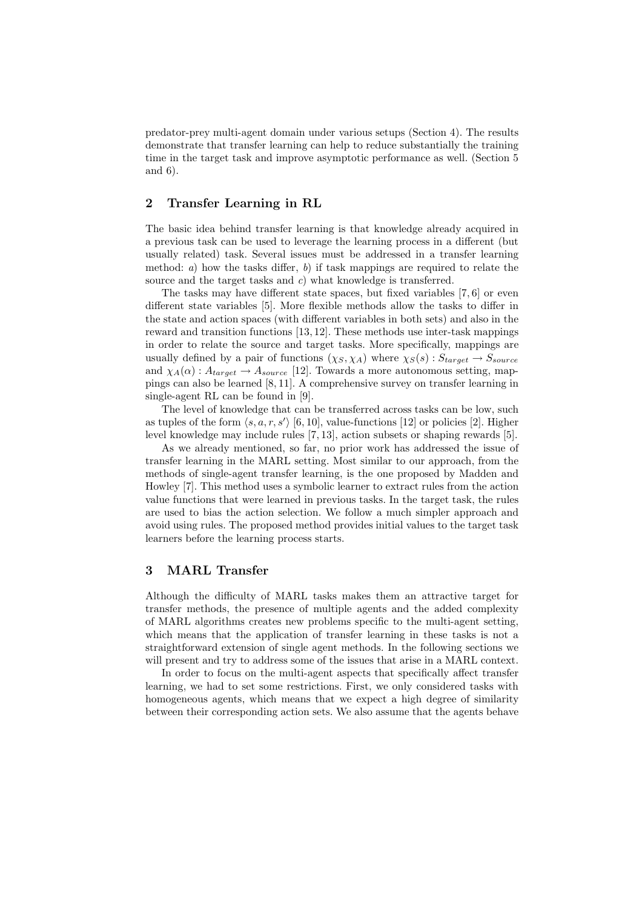predator-prey multi-agent domain under various setups (Section 4). The results demonstrate that transfer learning can help to reduce substantially the training time in the target task and improve asymptotic performance as well. (Section 5 and 6).

## 2 Transfer Learning in RL

The basic idea behind transfer learning is that knowledge already acquired in a previous task can be used to leverage the learning process in a different (but usually related) task. Several issues must be addressed in a transfer learning method: *a*) how the tasks differ, *b*) if task mappings are required to relate the source and the target tasks and *c*) what knowledge is transferred.

The tasks may have different state spaces, but fixed variables [7, 6] or even different state variables [5]. More flexible methods allow the tasks to differ in the state and action spaces (with different variables in both sets) and also in the reward and transition functions [13, 12]. These methods use inter-task mappings in order to relate the source and target tasks. More specifically, mappings are usually defined by a pair of functions $(\chi_S, \chi_A)$ where $\chi_S(s) : S_{target} \rightarrow S_{source}$ and $\chi_A(\alpha) : A_{target} \rightarrow A_{source}$ [12]. Towards a more autonomous setting, mappings can also be learned [8, 11]. A comprehensive survey on transfer learning in single-agent RL can be found in [9].

The level of knowledge that can be transferred across tasks can be low, such as tuples of the form $\langle s, a, r, s' \rangle$ [6, 10], value-functions [12] or policies [2]. Higher level knowledge may include rules [7, 13], action subsets or shaping rewards [5].

As we already mentioned, so far, no prior work has addressed the issue of transfer learning in the MARL setting. Most similar to our approach, from the methods of single-agent transfer learning, is the one proposed by Madden and Howley [7]. This method uses a symbolic learner to extract rules from the action value functions that were learned in previous tasks. In the target task, the rules are used to bias the action selection. We follow a much simpler approach and avoid using rules. The proposed method provides initial values to the target task learners before the learning process starts.

## 3 MARL Transfer

Although the difficulty of MARL tasks makes them an attractive target for transfer methods, the presence of multiple agents and the added complexity of MARL algorithms creates new problems specific to the multi-agent setting, which means that the application of transfer learning in these tasks is not a straightforward extension of single agent methods. In the following sections we will present and try to address some of the issues that arise in a MARL context.

In order to focus on the multi-agent aspects that specifically affect transfer learning, we had to set some restrictions. First, we only considered tasks with homogeneous agents, which means that we expect a high degree of similarity between their corresponding action sets. We also assume that the agents behave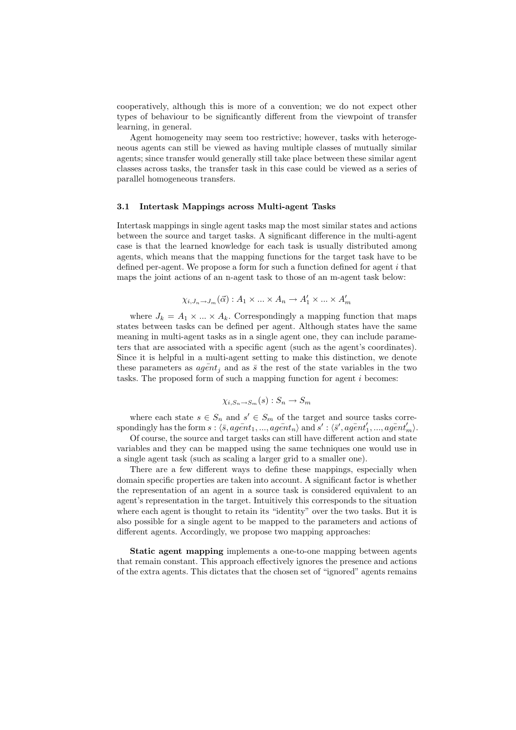cooperatively, although this is more of a convention; we do not expect other types of behaviour to be significantly different from the viewpoint of transfer learning, in general.

Agent homogeneity may seem too restrictive; however, tasks with heterogeneous agents can still be viewed as having multiple classes of mutually similar agents; since transfer would generally still take place between these similar agent classes across tasks, the transfer task in this case could be viewed as a series of parallel homogeneous transfers.

### 3.1 Intertask Mappings across Multi-agent Tasks

Intertask mappings in single agent tasks map the most similar states and actions between the source and target tasks. A significant difference in the multi-agent case is that the learned knowledge for each task is usually distributed among agents, which means that the mapping functions for the target task have to be defined per-agent. We propose a form for such a function defined for agent $i$ that maps the joint actions of an n-agent task to those of an m-agent task below:

$$\chi_{i,J_n \to J_m}(\vec{\alpha}) : A_1 \times ... \times A_n \to A'_1 \times ... \times A'_m$$

where $J_k = A_1 \times ... \times A_k$. Correspondingly a mapping function that maps states between tasks can be defined per agent. Although states have the same meaning in multi-agent tasks as in a single agent one, they can include parameters that are associated with a specific agent (such as the agent's coordinates). Since it is helpful in a multi-agent setting to make this distinction, we denote these parameters as $\bar{agent_j}$ and as $\bar{s}$ the rest of the state variables in the two tasks. The proposed form of such a mapping function for agent $i$ becomes:

$$\chi_{i,S_n \to S_m}(s) : S_n \to S_m$$

where each state $s \in S_n$ and $s' \in S_m$ of the target and source tasks correspondingly has the form $s : \langle \bar{s}, \bar{agent_1}, ..., \bar{agent_n} \rangle$ and $s' : \langle \bar{s}', \bar{agent}'_1, ..., \bar{agent}'_m \rangle$.

Of course, the source and target tasks can still have different action and state variables and they can be mapped using the same techniques one would use in a single agent task (such as scaling a larger grid to a smaller one).

There are a few different ways to define these mappings, especially when domain specific properties are taken into account. A significant factor is whether the representation of an agent in a source task is considered equivalent to an agent's representation in the target. Intuitively this corresponds to the situation where each agent is thought to retain its "identity" over the two tasks. But it is also possible for a single agent to be mapped to the parameters and actions of different agents. Accordingly, we propose two mapping approaches:

**Static agent mapping** implements a one-to-one mapping between agents that remain constant. This approach effectively ignores the presence and actions of the extra agents. This dictates that the chosen set of "ignored" agents remains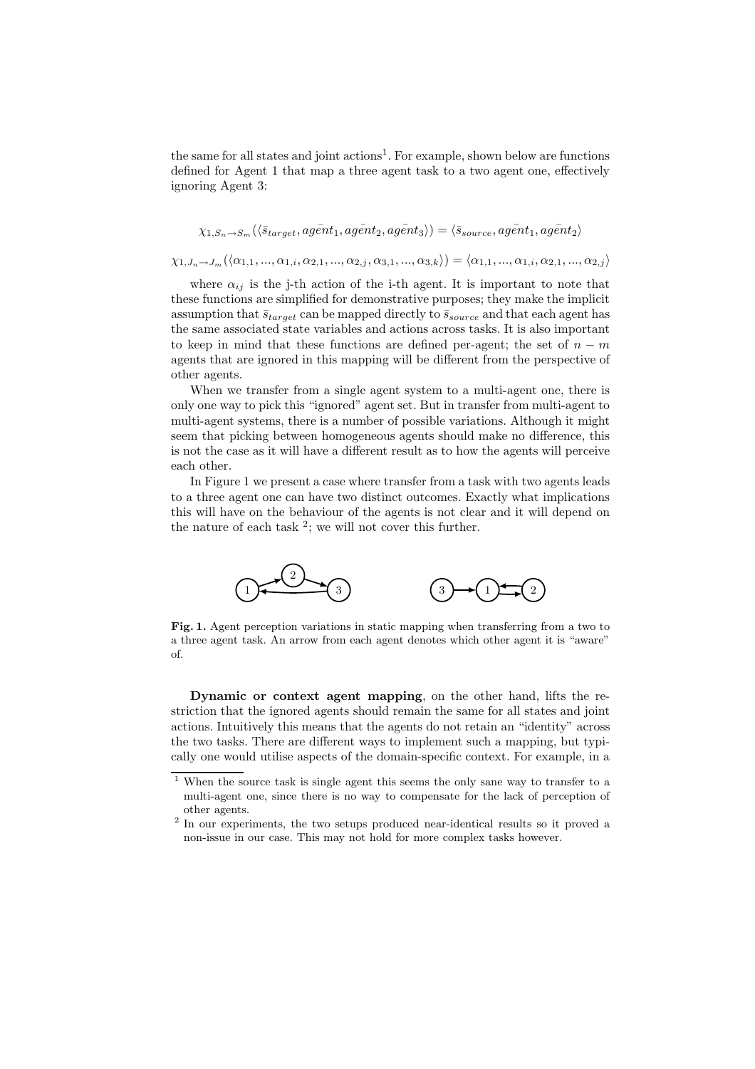the same for all states and joint actions[1]. For example, shown below are functions defined for Agent 1 that map a three agent task to a two agent one, effectively ignoring Agent 3:

$$\chi_{1,S_n \rightarrow S_m}(\langle \bar{s}_{target}, \bar{agent_1}, \bar{agent_2}, \bar{agent_3} \rangle) = \langle \bar{s}_{source}, \bar{agent_1}, \bar{agent_2} \rangle$$

$$\chi_{1,J_n \rightarrow J_m}(\langle \alpha_{1,1}, ..., \alpha_{1,i}, \alpha_{2,1}, ..., \alpha_{2,j}, \alpha_{3,1}, ..., \alpha_{3,k} \rangle) = \langle \alpha_{1,1}, ..., \alpha_{1,i}, \alpha_{2,1}, ..., \alpha_{2,j} \rangle$$

where $\alpha_{ij}$ is the j-th action of the i-th agent. It is important to note that these functions are simplified for demonstrative purposes; they make the implicit assumption that $\bar{s}_{target}$ can be mapped directly to $\bar{s}_{source}$ and that each agent has the same associated state variables and actions across tasks. It is also important to keep in mind that these functions are defined per-agent; the set of $n - m$ agents that are ignored in this mapping will be different from the perspective of other agents.

When we transfer from a single agent system to a multi-agent one, there is only one way to pick this "ignored" agent set. But in transfer from multi-agent to multi-agent systems, there is a number of possible variations. Although it might seem that picking between homogeneous agents should make no difference, this is not the case as it will have a different result as to how the agents will perceive each other.

In Figure 1 we present a case where transfer from a task with two agents leads to a three agent one can have two distinct outcomes. Exactly what implications this will have on the behaviour of the agents is not clear and it will depend on the nature of each task [2]; we will not cover this further.

1 2 3

3 1 2

**Fig. 1.** Agent perception variations in static mapping when transferring from a two to a three agent task. An arrow from each agent denotes which other agent it is "aware" of.

**Dynamic or context agent mapping**, on the other hand, lifts the restriction that the ignored agents should remain the same for all states and joint actions. Intuitively this means that the agents do not retain an "identity" across the two tasks. There are different ways to implement such a mapping, but typically one would utilise aspects of the domain-specific context. For example, in a

[1] When the source task is single agent this seems the only sane way to transfer to a multi-agent one, since there is no way to compensate for the lack of perception of other agents.

[2] In our experiments, the two setups produced near-identical results so it proved a non-issue in our case. This may not hold for more complex tasks however.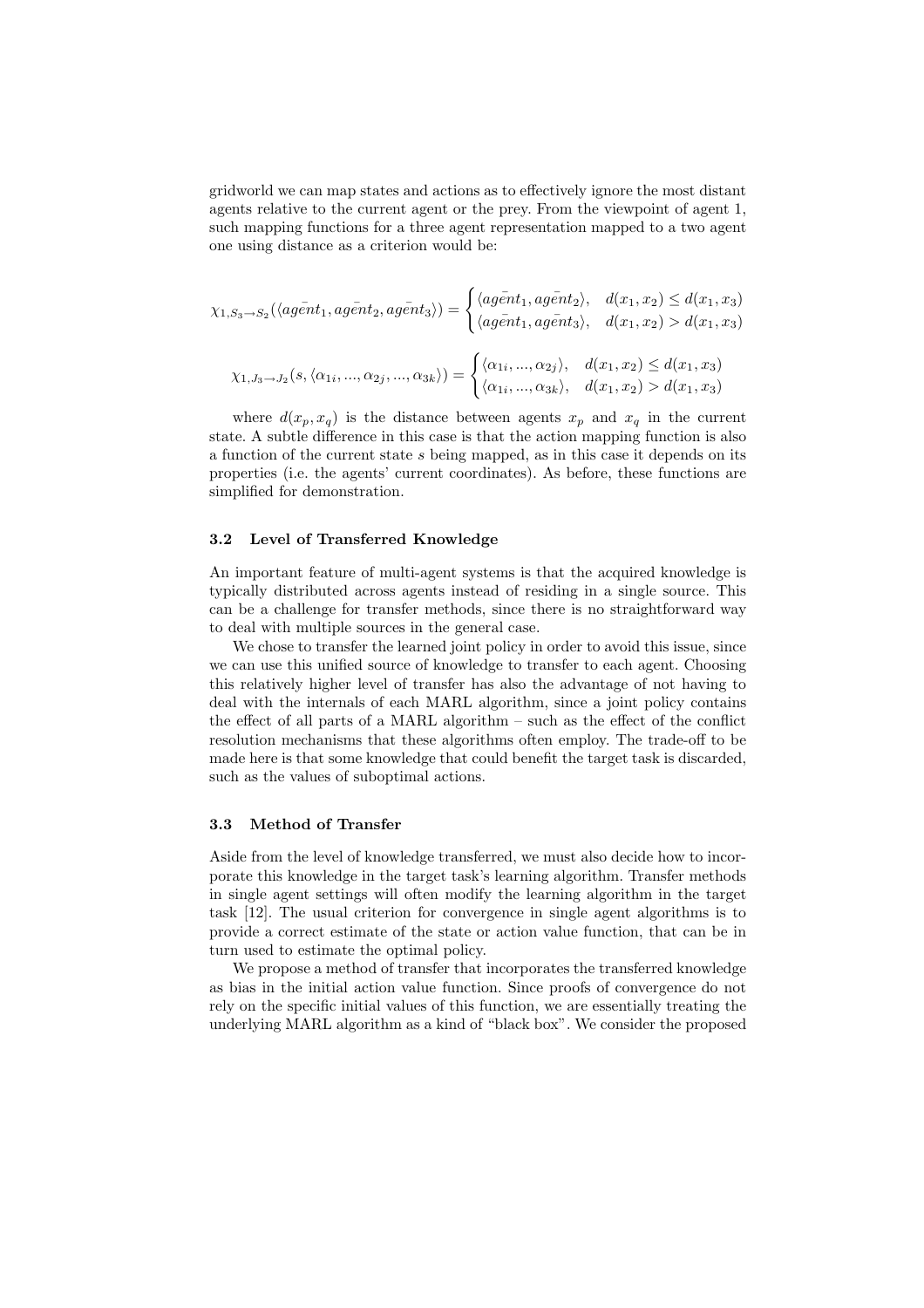gridworld we can map states and actions as to effectively ignore the most distant agents relative to the current agent or the prey. From the viewpoint of agent 1, such mapping functions for a three agent representation mapped to a two agent one using distance as a criterion would be:

$$\chi_{1,S_3 \rightarrow S_2}(\langle \bar{agent_1}, \bar{agent_2}, \bar{agent_3} \rangle) = \begin{cases} \langle \bar{agent_1}, \bar{agent_2} \rangle, & d(x_1, x_2) \leq d(x_1, x_3) \\ \langle \bar{agent_1}, \bar{agent_3} \rangle, & d(x_1, x_2) > d(x_1, x_3) \end{cases}$$

$$\chi_{1,J_3 \rightarrow J_2}(s, \langle \alpha_{1i}, ..., \alpha_{2j}, ..., \alpha_{3k} \rangle) = \begin{cases} \langle \alpha_{1i}, ..., \alpha_{2j} \rangle, & d(x_1, x_2) \leq d(x_1, x_3) \\ \langle \alpha_{1i}, ..., \alpha_{3k} \rangle, & d(x_1, x_2) > d(x_1, x_3) \end{cases}$$

where $d(x_p, x_q)$ is the distance between agents $x_p$ and $x_q$ in the current state. A subtle difference in this case is that the action mapping function is also a function of the current state $s$ being mapped, as in this case it depends on its properties (i.e. the agents' current coordinates). As before, these functions are simplified for demonstration.

### 3.2 Level of Transferred Knowledge

An important feature of multi-agent systems is that the acquired knowledge is typically distributed across agents instead of residing in a single source. This can be a challenge for transfer methods, since there is no straightforward way to deal with multiple sources in the general case.

We chose to transfer the learned joint policy in order to avoid this issue, since we can use this unified source of knowledge to transfer to each agent. Choosing this relatively higher level of transfer has also the advantage of not having to deal with the internals of each MARL algorithm, since a joint policy contains the effect of all parts of a MARL algorithm – such as the effect of the conflict resolution mechanisms that these algorithms often employ. The trade-off to be made here is that some knowledge that could benefit the target task is discarded, such as the values of suboptimal actions.

### 3.3 Method of Transfer

Aside from the level of knowledge transferred, we must also decide how to incorporate this knowledge in the target task's learning algorithm. Transfer methods in single agent settings will often modify the learning algorithm in the target task [12]. The usual criterion for convergence in single agent algorithms is to provide a correct estimate of the state or action value function, that can be in turn used to estimate the optimal policy.

We propose a method of transfer that incorporates the transferred knowledge as bias in the initial action value function. Since proofs of convergence do not rely on the specific initial values of this function, we are essentially treating the underlying MARL algorithm as a kind of "black box". We consider the proposed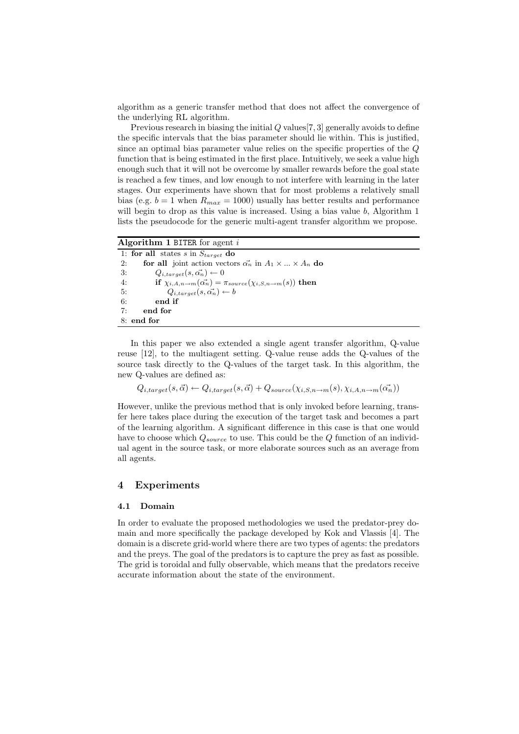algorithm as a generic transfer method that does not affect the convergence of the underlying RL algorithm.

Previous research in biasing the initial $Q$ values[7, 3] generally avoids to define the specific intervals that the bias parameter should lie within. This is justified, since an optimal bias parameter value relies on the specific properties of the $Q$ function that is being estimated in the first place. Intuitively, we seek a value high enough such that it will not be overcome by smaller rewards before the goal state is reached a few times, and low enough to not interfere with learning in the later stages. Our experiments have shown that for most problems a relatively small bias (e.g. $b = 1$ when $R_{max} = 1000$) usually has better results and performance will begin to drop as this value is increased. Using a bias value $b$, Algorithm 1 lists the pseudocode for the generic multi-agent transfer algorithm we propose.

**Algorithm 1** `BITER` for agent $i$

```
1: for all states s in S_target do
2:     for all joint action vectors α_n in A_1 × ... × A_n do
3:         Q_{i,target}(s, α_n) ← 0
4:         if χ_{i,A,n→m}(α_n) = π_source(χ_{i,S,n→m}(s)) then
5:             Q_{i,target}(s, α_n) ← b
6:         end if
7:     end for
8: end for
```

In this paper we also extended a single agent transfer algorithm, Q-value reuse [12], to the multiagent setting. Q-value reuse adds the Q-values of the source task directly to the Q-values of the target task. In this algorithm, the new Q-values are defined as:

$$Q_{i,target}(s, \vec{\alpha}) \leftarrow Q_{i,target}(s, \vec{\alpha}) + Q_{source}(\chi_{i,S,n\rightarrow m}(s), \chi_{i,A,n\rightarrow m}(\vec{\alpha_n}))$$

However, unlike the previous method that is only invoked before learning, transfer here takes place during the execution of the target task and becomes a part of the learning algorithm. A significant difference in this case is that one would have to choose which $Q_{source}$ to use. This could be the $Q$ function of an individual agent in the source task, or more elaborate sources such as an average from all agents.

## 4 Experiments

### 4.1 Domain

In order to evaluate the proposed methodologies we used the predator-prey domain and more specifically the package developed by Kok and Vlassis [4]. The domain is a discrete grid-world where there are two types of agents: the predators and the preys. The goal of the predators is to capture the prey as fast as possible. The grid is toroidal and fully observable, which means that the predators receive accurate information about the state of the environment.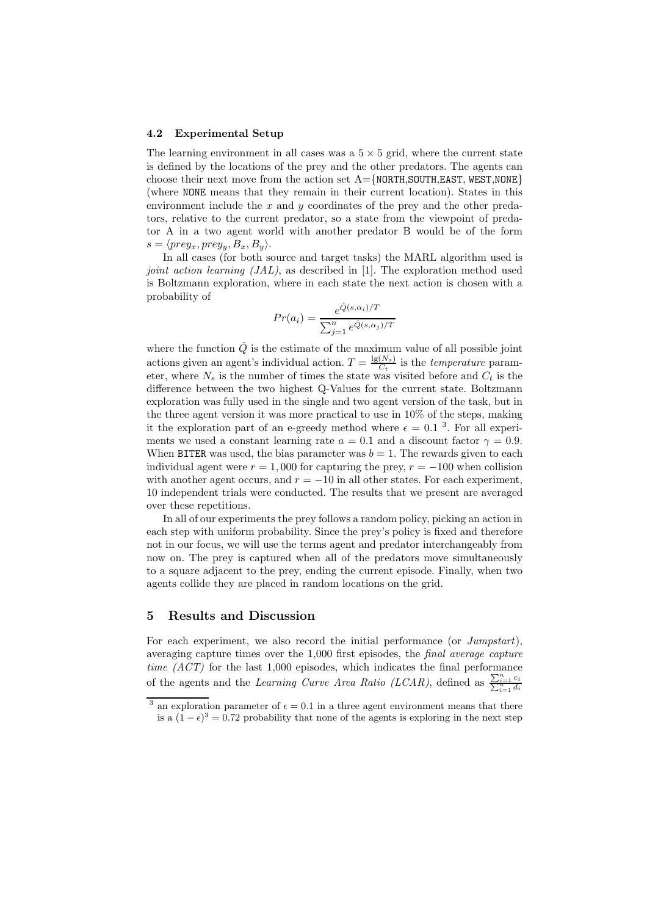### 4.2 Experimental Setup

The learning environment in all cases was a $5 \times 5$ grid, where the current state is defined by the locations of the prey and the other predators. The agents can choose their next move from the action set A={NORTH,SOUTH,EAST, WEST,NONE} (where NONE means that they remain in their current location). States in this environment include the $x$ and $y$ coordinates of the prey and the other predators, relative to the current predator, so a state from the viewpoint of predator A in a two agent world with another predator B would be of the form $s = \langle prey_x, prey_y, B_x, B_y \rangle$.

In all cases (for both source and target tasks) the MARL algorithm used is *joint action learning (JAL)*, as described in [1]. The exploration method used is Boltzmann exploration, where in each state the next action is chosen with a probability of

$$Pr(a_i) = \frac{e^{\hat{Q}(s,\alpha_i)/T}}{\sum_{j=1}^{n} e^{\hat{Q}(s,\alpha_j)/T}}$$

where the function $\hat{Q}$ is the estimate of the maximum value of all possible joint actions given an agent's individual action. $T = \frac{\lg(N_s)}{C_t}$ is the *temperature* parameter, where $N_s$ is the number of times the state was visited before and $C_t$ is the difference between the two highest Q-Values for the current state. Boltzmann exploration was fully used in the single and two agent version of the task, but in the three agent version it was more practical to use in 10% of the steps, making it the exploration part of an e-greedy method where $\epsilon = 0.1$ [3]. For all experiments we used a constant learning rate $a = 0.1$ and a discount factor $\gamma = 0.9$. When BITER was used, the bias parameter was $b = 1$. The rewards given to each individual agent were $r = 1,000$ for capturing the prey, $r = -100$ when collision with another agent occurs, and $r = -10$ in all other states. For each experiment, 10 independent trials were conducted. The results that we present are averaged over these repetitions.

In all of our experiments the prey follows a random policy, picking an action in each step with uniform probability. Since the prey's policy is fixed and therefore not in our focus, we will use the terms agent and predator interchangeably from now on. The prey is captured when all of the predators move simultaneously to a square adjacent to the prey, ending the current episode. Finally, when two agents collide they are placed in random locations on the grid.

## 5 Results and Discussion

For each experiment, we also record the initial performance (or *Jumpstart*), averaging capture times over the 1,000 first episodes, the *final average capture time (ACT)* for the last 1,000 episodes, which indicates the final performance of the agents and the *Learning Curve Area Ratio (LCAR)*, defined as $\frac{\sum_{i=1}^{n} c_i}{\sum_{i=1}^{n} d_i}$

[3] an exploration parameter of $\epsilon = 0.1$ in a three agent environment means that there is a $(1 - \epsilon)^3 = 0.72$ probability that none of the agents is exploring in the next step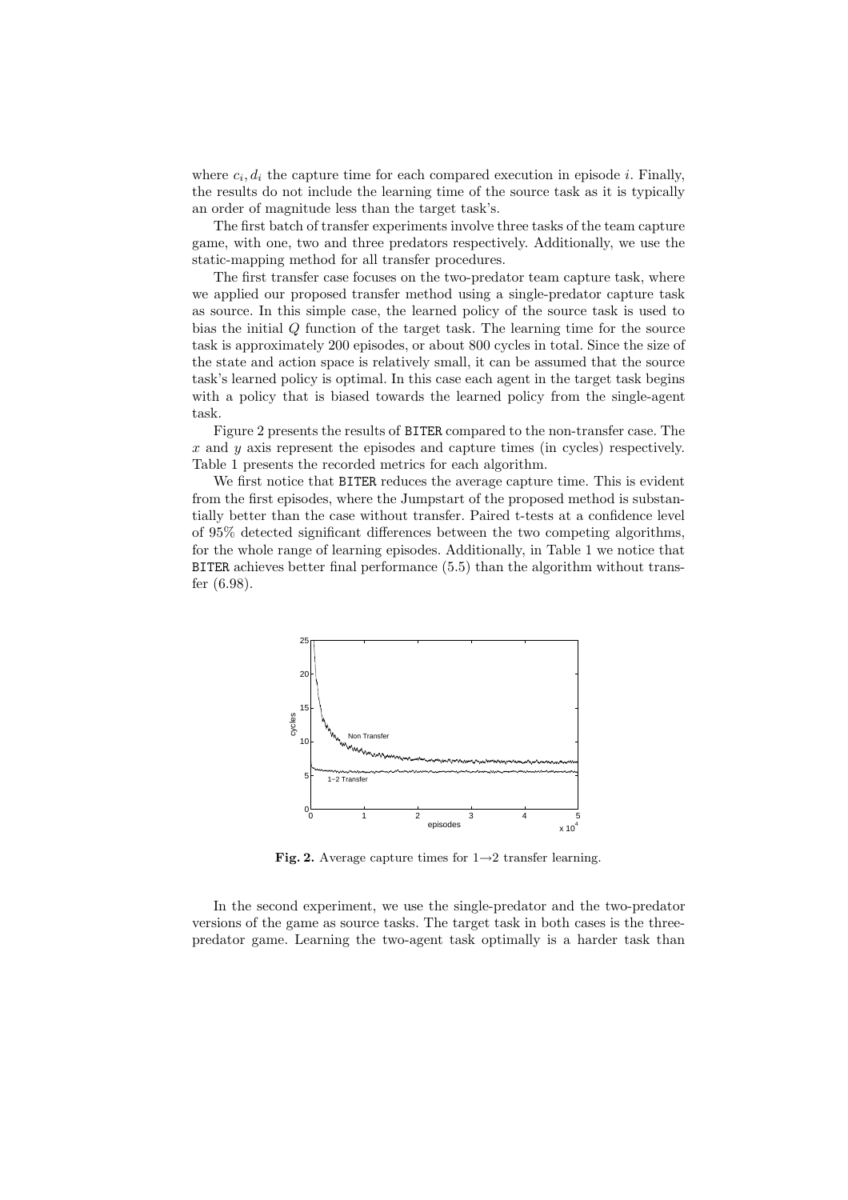where $c_i, d_i$ the capture time for each compared execution in episode $i$. Finally, the results do not include the learning time of the source task as it is typically an order of magnitude less than the target task's.

The first batch of transfer experiments involve three tasks of the team capture game, with one, two and three predators respectively. Additionally, we use the static-mapping method for all transfer procedures.

The first transfer case focuses on the two-predator team capture task, where we applied our proposed transfer method using a single-predator capture task as source. In this simple case, the learned policy of the source task is used to bias the initial $Q$ function of the target task. The learning time for the source task is approximately 200 episodes, or about 800 cycles in total. Since the size of the state and action space is relatively small, it can be assumed that the source task's learned policy is optimal. In this case each agent in the target task begins with a policy that is biased towards the learned policy from the single-agent task.

Figure 2 presents the results of BITER compared to the non-transfer case. The $x$ and $y$ axis represent the episodes and capture times (in cycles) respectively. Table 1 presents the recorded metrics for each algorithm.

We first notice that BITER reduces the average capture time. This is evident from the first episodes, where the Jumpstart of the proposed method is substantially better than the case without transfer. Paired t-tests at a confidence level of 95% detected significant differences between the two competing algorithms, for the whole range of learning episodes. Additionally, in Table 1 we notice that BITER achieves better final performance (5.5) than the algorithm without transfer (6.98).

**Fig. 2.** Average capture times for $1 \rightarrow 2$ transfer learning.

In the second experiment, we use the single-predator and the two-predator versions of the game as source tasks. The target task in both cases is the three-predator game. Learning the two-agent task optimally is a harder task than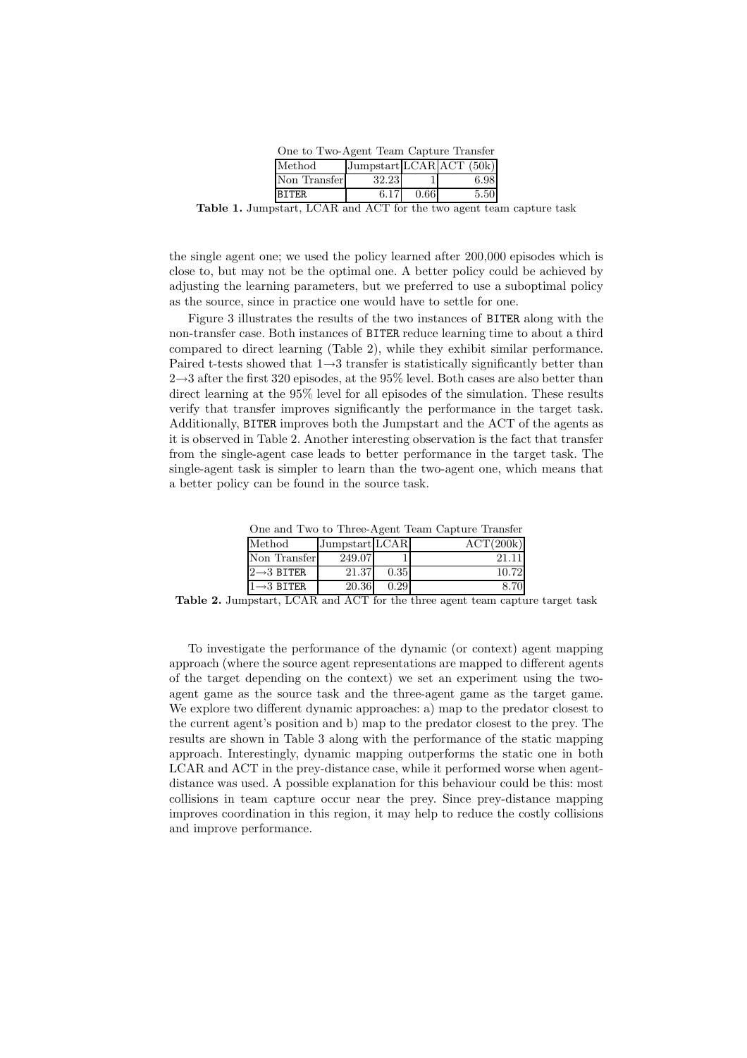| One to Two-Agent Team Capture Transfer | | | |
|---|---|---|---|
| Method | Jumpstart | LCAR | ACT (50k) |
| Non Transfer | 32.23 | 1 | 6.98 |
| `BITER` | 6.17 | 0.66 | 5.50 |

**Table 1.** Jumpstart, LCAR and ACT for the two agent team capture task

the single agent one; we used the policy learned after 200,000 episodes which is close to, but may not be the optimal one. A better policy could be achieved by adjusting the learning parameters, but we preferred to use a suboptimal policy as the source, since in practice one would have to settle for one.

Figure 3 illustrates the results of the two instances of `BITER` along with the non-transfer case. Both instances of `BITER` reduce learning time to about a third compared to direct learning (Table 2), while they exhibit similar performance. Paired t-tests showed that $1 \rightarrow 3$ transfer is statistically significantly better than $2 \rightarrow 3$ after the first 320 episodes, at the 95% level. Both cases are also better than direct learning at the 95% level for all episodes of the simulation. These results verify that transfer improves significantly the performance in the target task. Additionally, `BITER` improves both the Jumpstart and the ACT of the agents as it is observed in Table 2. Another interesting observation is the fact that transfer from the single-agent case leads to better performance in the target task. The single-agent task is simpler to learn than the two-agent one, which means that a better policy can be found in the source task.

| One and Two to Three-Agent Team Capture Transfer | | | |
|---|---|---|---|
| Method | Jumpstart | LCAR | ACT(200k) |
| Non Transfer | 249.07 | 1 | 21.11 |
| $2 \rightarrow 3$ `BITER` | 21.37 | 0.35 | 10.72 |
| $1 \rightarrow 3$ `BITER` | 20.36 | 0.29 | 8.70 |

**Table 2.** Jumpstart, LCAR and ACT for the three agent team capture target task

To investigate the performance of the dynamic (or context) agent mapping approach (where the source agent representations are mapped to different agents of the target depending on the context) we set an experiment using the two-agent game as the source task and the three-agent game as the target game. We explore two different dynamic approaches: a) map to the predator closest to the current agent's position and b) map to the predator closest to the prey. The results are shown in Table 3 along with the performance of the static mapping approach. Interestingly, dynamic mapping outperforms the static one in both LCAR and ACT in the prey-distance case, while it performed worse when agent-distance was used. A possible explanation for this behaviour could be this: most collisions in team capture occur near the prey. Since prey-distance mapping improves coordination in this region, it may help to reduce the costly collisions and improve performance.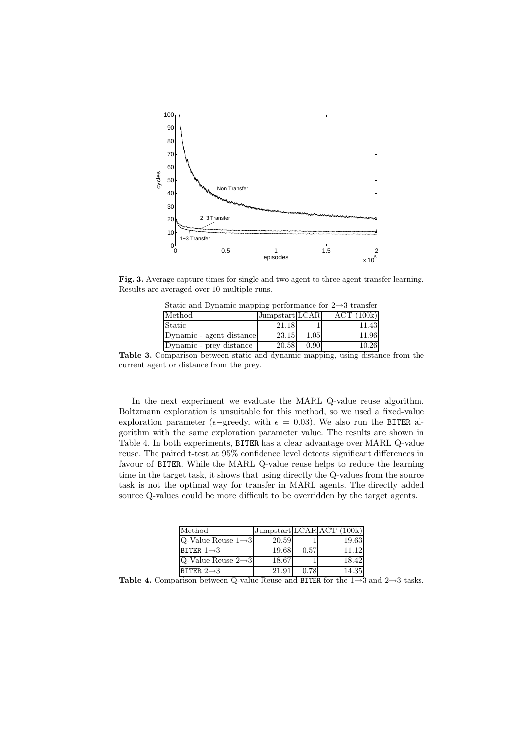**Fig. 3.** Average capture times for single and two agent to three agent transfer learning. Results are averaged over 10 multiple runs.

Static and Dynamic mapping performance for 2→3 transfer

| Method | Jumpstart | LCAR | ACT (100k) |
|---|---|---|---|
| Static | 21.18 | 1 | 11.43 |
| Dynamic - agent distance | 23.15 | 1.05 | 11.96 |
| Dynamic - prey distance | 20.58 | 0.90 | 10.26 |

**Table 3.** Comparison between static and dynamic mapping, using distance from the current agent or distance from the prey.

In the next experiment we evaluate the MARL Q-value reuse algorithm. Boltzmann exploration is unsuitable for this method, so we used a fixed-value exploration parameter ($\epsilon$−greedy, with $\epsilon = 0.03$). We also run the BITER algorithm with the same exploration parameter value. The results are shown in Table 4. In both experiments, BITER has a clear advantage over MARL Q-value reuse. The paired t-test at 95% confidence level detects significant differences in favour of BITER. While the MARL Q-value reuse helps to reduce the learning time in the target task, it shows that using directly the Q-values from the source task is not the optimal way for transfer in MARL agents. The directly added source Q-values could be more difficult to be overridden by the target agents.

| Method | Jumpstart | LCAR | ACT (100k) |
|---|---|---|---|
| Q-Value Reuse 1→3 | 20.59 | 1 | 19.63 |
| BITER 1→3 | 19.68 | 0.57 | 11.12 |
| Q-Value Reuse 2→3 | 18.67 | 1 | 18.42 |
| BITER 2→3 | 21.91 | 0.78 | 14.35 |

**Table 4.** Comparison between Q-value Reuse and BITER for the 1→3 and 2→3 tasks.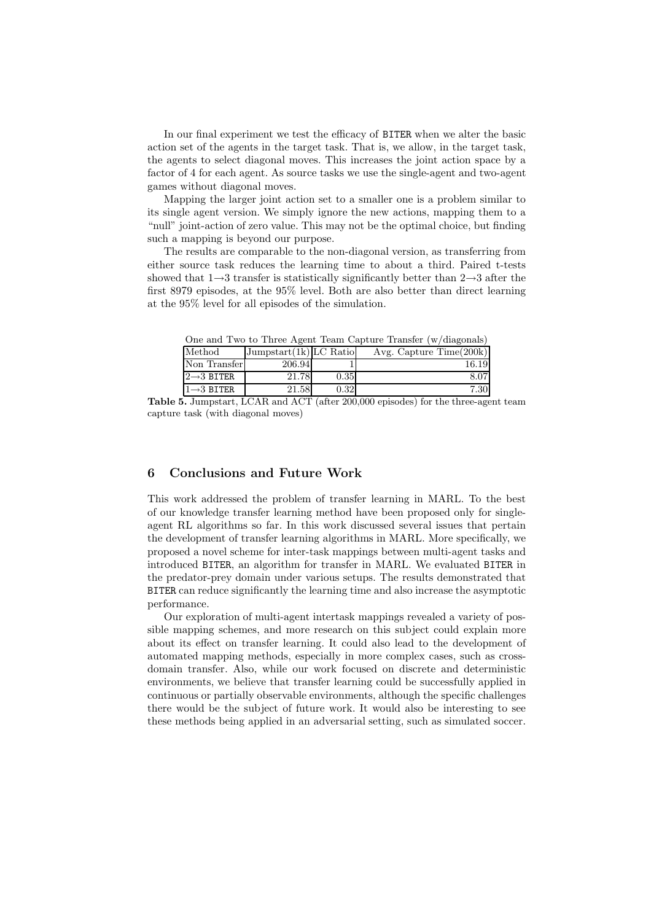In our final experiment we test the efficacy of BITER when we alter the basic action set of the agents in the target task. That is, we allow, in the target task, the agents to select diagonal moves. This increases the joint action space by a factor of 4 for each agent. As source tasks we use the single-agent and two-agent games without diagonal moves.

Mapping the larger joint action set to a smaller one is a problem similar to its single agent version. We simply ignore the new actions, mapping them to a "null" joint-action of zero value. This may not be the optimal choice, but finding such a mapping is beyond our purpose.

The results are comparable to the non-diagonal version, as transferring from either source task reduces the learning time to about a third. Paired t-tests showed that $1 \rightarrow 3$ transfer is statistically significantly better than $2 \rightarrow 3$ after the first 8979 episodes, at the 95% level. Both are also better than direct learning at the 95% level for all episodes of the simulation.

One and Two to Three Agent Team Capture Transfer (w/diagonals)

| Method | Jumpstart(1k) | LC Ratio | Avg. Capture Time(200k) |
|---|---|---|---|
| Non Transfer | 206.94 | 1 | 16.19 |
| $2 \rightarrow 3$ BITER | 21.78 | 0.35 | 8.07 |
| $1 \rightarrow 3$ BITER | 21.58 | 0.32 | 7.30 |

**Table 5.** Jumpstart, LCAR and ACT (after 200,000 episodes) for the three-agent team capture task (with diagonal moves)

## 6 Conclusions and Future Work

This work addressed the problem of transfer learning in MARL. To the best of our knowledge transfer learning method have been proposed only for single-agent RL algorithms so far. In this work discussed several issues that pertain the development of transfer learning algorithms in MARL. More specifically, we proposed a novel scheme for inter-task mappings between multi-agent tasks and introduced BITER, an algorithm for transfer in MARL. We evaluated BITER in the predator-prey domain under various setups. The results demonstrated that BITER can reduce significantly the learning time and also increase the asymptotic performance.

Our exploration of multi-agent intertask mappings revealed a variety of possible mapping schemes, and more research on this subject could explain more about its effect on transfer learning. It could also lead to the development of automated mapping methods, especially in more complex cases, such as cross-domain transfer. Also, while our work focused on discrete and deterministic environments, we believe that transfer learning could be successfully applied in continuous or partially observable environments, although the specific challenges there would be the subject of future work. It would also be interesting to see these methods being applied in an adversarial setting, such as simulated soccer.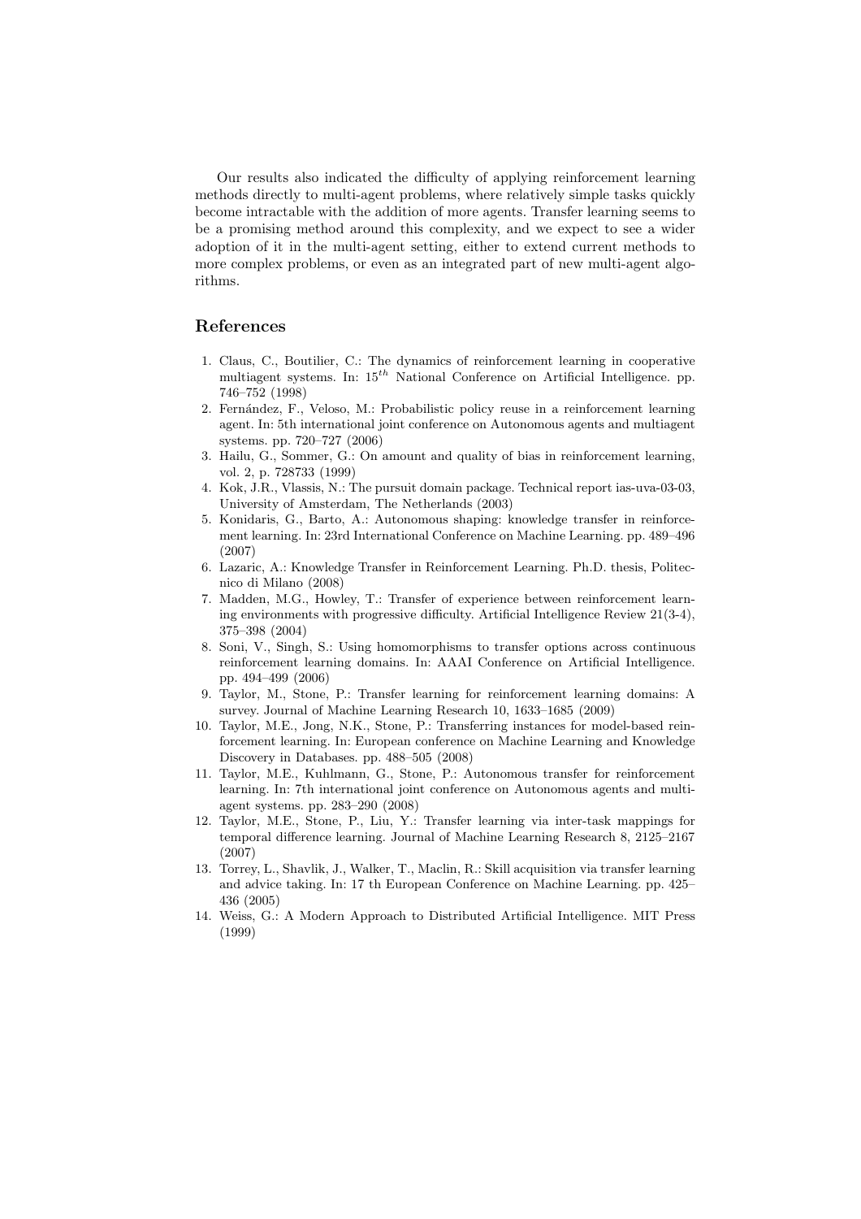Our results also indicated the difficulty of applying reinforcement learning methods directly to multi-agent problems, where relatively simple tasks quickly become intractable with the addition of more agents. Transfer learning seems to be a promising method around this complexity, and we expect to see a wider adoption of it in the multi-agent setting, either to extend current methods to more complex problems, or even as an integrated part of new multi-agent algorithms.

## References

1. Claus, C., Boutilier, C.: The dynamics of reinforcement learning in cooperative multiagent systems. In: $15^{th}$ National Conference on Artificial Intelligence. pp. 746–752 (1998)
2. Fernández, F., Veloso, M.: Probabilistic policy reuse in a reinforcement learning agent. In: 5th international joint conference on Autonomous agents and multiagent systems. pp. 720–727 (2006)
3. Hailu, G., Sommer, G.: On amount and quality of bias in reinforcement learning, vol. 2, p. 728733 (1999)
4. Kok, J.R., Vlassis, N.: The pursuit domain package. Technical report ias-uva-03-03, University of Amsterdam, The Netherlands (2003)
5. Konidaris, G., Barto, A.: Autonomous shaping: knowledge transfer in reinforcement learning. In: 23rd International Conference on Machine Learning. pp. 489–496 (2007)
6. Lazaric, A.: Knowledge Transfer in Reinforcement Learning. Ph.D. thesis, Politecnico di Milano (2008)
7. Madden, M.G., Howley, T.: Transfer of experience between reinforcement learning environments with progressive difficulty. Artificial Intelligence Review 21(3-4), 375–398 (2004)
8. Soni, V., Singh, S.: Using homomorphisms to transfer options across continuous reinforcement learning domains. In: AAAI Conference on Artificial Intelligence. pp. 494–499 (2006)
9. Taylor, M., Stone, P.: Transfer learning for reinforcement learning domains: A survey. Journal of Machine Learning Research 10, 1633–1685 (2009)
10. Taylor, M.E., Jong, N.K., Stone, P.: Transferring instances for model-based reinforcement learning. In: European conference on Machine Learning and Knowledge Discovery in Databases. pp. 488–505 (2008)
11. Taylor, M.E., Kuhlmann, G., Stone, P.: Autonomous transfer for reinforcement learning. In: 7th international joint conference on Autonomous agents and multiagent systems. pp. 283–290 (2008)
12. Taylor, M.E., Stone, P., Liu, Y.: Transfer learning via inter-task mappings for temporal difference learning. Journal of Machine Learning Research 8, 2125–2167 (2007)
13. Torrey, L., Shavlik, J., Walker, T., Maclin, R.: Skill acquisition via transfer learning and advice taking. In: 17 th European Conference on Machine Learning. pp. 425–436 (2005)
14. Weiss, G.: A Modern Approach to Distributed Artificial Intelligence. MIT Press (1999)